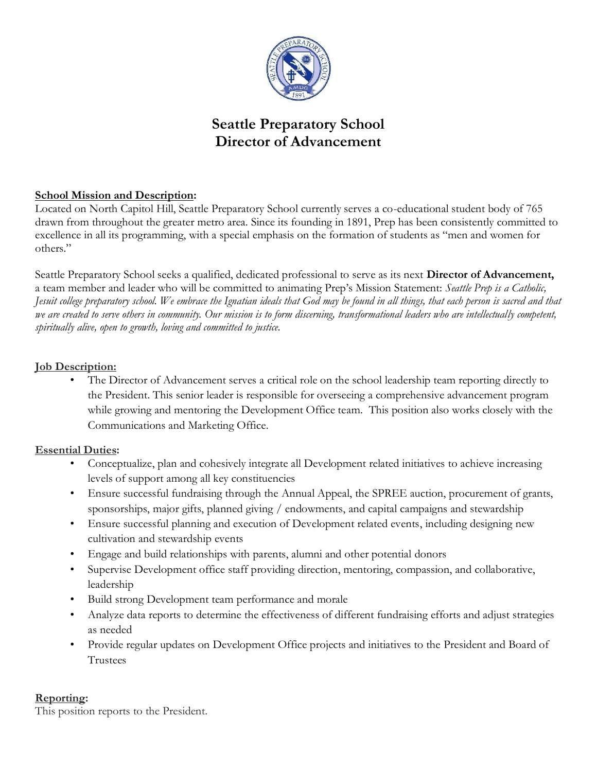# Seattle Preparatory School
# Director of Advancement

**School Mission and Description:**
Located on North Capitol Hill, Seattle Preparatory School currently serves a co-educational student body of 765 drawn from throughout the greater metro area. Since its founding in 1891, Prep has been consistently committed to excellence in all its programming, with a special emphasis on the formation of students as "men and women for others."

Seattle Preparatory School seeks a qualified, dedicated professional to serve as its next **Director of Advancement,** a team member and leader who will be committed to animating Prep's Mission Statement: *Seattle Prep is a Catholic, Jesuit college preparatory school. We embrace the Ignatian ideals that God may be found in all things, that each person is sacred and that we are created to serve others in community. Our mission is to form discerning, transformational leaders who are intellectually competent, spiritually alive, open to growth, loving and committed to justice.*

**Job Description:**

- The Director of Advancement serves a critical role on the school leadership team reporting directly to the President. This senior leader is responsible for overseeing a comprehensive advancement program while growing and mentoring the Development Office team. This position also works closely with the Communications and Marketing Office.

**Essential Duties:**

- Conceptualize, plan and cohesively integrate all Development related initiatives to achieve increasing levels of support among all key constituencies
- Ensure successful fundraising through the Annual Appeal, the SPREE auction, procurement of grants, sponsorships, major gifts, planned giving / endowments, and capital campaigns and stewardship
- Ensure successful planning and execution of Development related events, including designing new cultivation and stewardship events
- Engage and build relationships with parents, alumni and other potential donors
- Supervise Development office staff providing direction, mentoring, compassion, and collaborative, leadership
- Build strong Development team performance and morale
- Analyze data reports to determine the effectiveness of different fundraising efforts and adjust strategies as needed
- Provide regular updates on Development Office projects and initiatives to the President and Board of Trustees

**Reporting:**
This position reports to the President.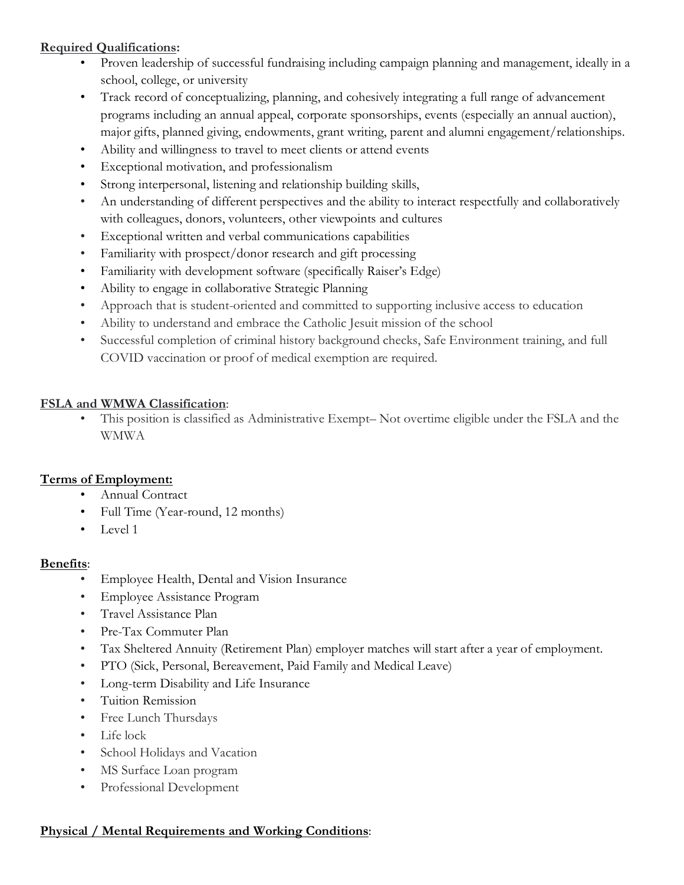**Required Qualifications:**

- Proven leadership of successful fundraising including campaign planning and management, ideally in a school, college, or university
- Track record of conceptualizing, planning, and cohesively integrating a full range of advancement programs including an annual appeal, corporate sponsorships, events (especially an annual auction), major gifts, planned giving, endowments, grant writing, parent and alumni engagement/relationships.
- Ability and willingness to travel to meet clients or attend events
- Exceptional motivation, and professionalism
- Strong interpersonal, listening and relationship building skills,
- An understanding of different perspectives and the ability to interact respectfully and collaboratively with colleagues, donors, volunteers, other viewpoints and cultures
- Exceptional written and verbal communications capabilities
- Familiarity with prospect/donor research and gift processing
- Familiarity with development software (specifically Raiser's Edge)
- Ability to engage in collaborative Strategic Planning
- Approach that is student-oriented and committed to supporting inclusive access to education
- Ability to understand and embrace the Catholic Jesuit mission of the school
- Successful completion of criminal history background checks, Safe Environment training, and full COVID vaccination or proof of medical exemption are required.

**FSLA and WMWA Classification**:

- This position is classified as Administrative Exempt– Not overtime eligible under the FSLA and the WMWA

**Terms of Employment:**

- Annual Contract
- Full Time (Year-round, 12 months)
- Level 1

**Benefits**:

- Employee Health, Dental and Vision Insurance
- Employee Assistance Program
- Travel Assistance Plan
- Pre-Tax Commuter Plan
- Tax Sheltered Annuity (Retirement Plan) employer matches will start after a year of employment.
- PTO (Sick, Personal, Bereavement, Paid Family and Medical Leave)
- Long-term Disability and Life Insurance
- Tuition Remission
- Free Lunch Thursdays
- Life lock
- School Holidays and Vacation
- MS Surface Loan program
- Professional Development

**Physical / Mental Requirements and Working Conditions**: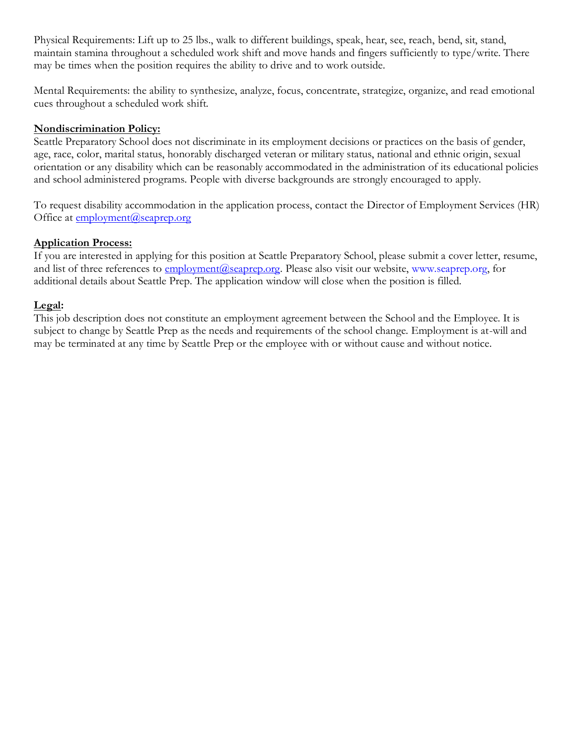Physical Requirements: Lift up to 25 lbs., walk to different buildings, speak, hear, see, reach, bend, sit, stand, maintain stamina throughout a scheduled work shift and move hands and fingers sufficiently to type/write. There may be times when the position requires the ability to drive and to work outside.

Mental Requirements: the ability to synthesize, analyze, focus, concentrate, strategize, organize, and read emotional cues throughout a scheduled work shift.

**Nondiscrimination Policy:**

Seattle Preparatory School does not discriminate in its employment decisions or practices on the basis of gender, age, race, color, marital status, honorably discharged veteran or military status, national and ethnic origin, sexual orientation or any disability which can be reasonably accommodated in the administration of its educational policies and school administered programs. People with diverse backgrounds are strongly encouraged to apply.

To request disability accommodation in the application process, contact the Director of Employment Services (HR) Office at employment@seaprep.org

**Application Process:**

If you are interested in applying for this position at Seattle Preparatory School, please submit a cover letter, resume, and list of three references to employment@seaprep.org. Please also visit our website, www.seaprep.org, for additional details about Seattle Prep. The application window will close when the position is filled.

**Legal:**

This job description does not constitute an employment agreement between the School and the Employee. It is subject to change by Seattle Prep as the needs and requirements of the school change. Employment is at-will and may be terminated at any time by Seattle Prep or the employee with or without cause and without notice.